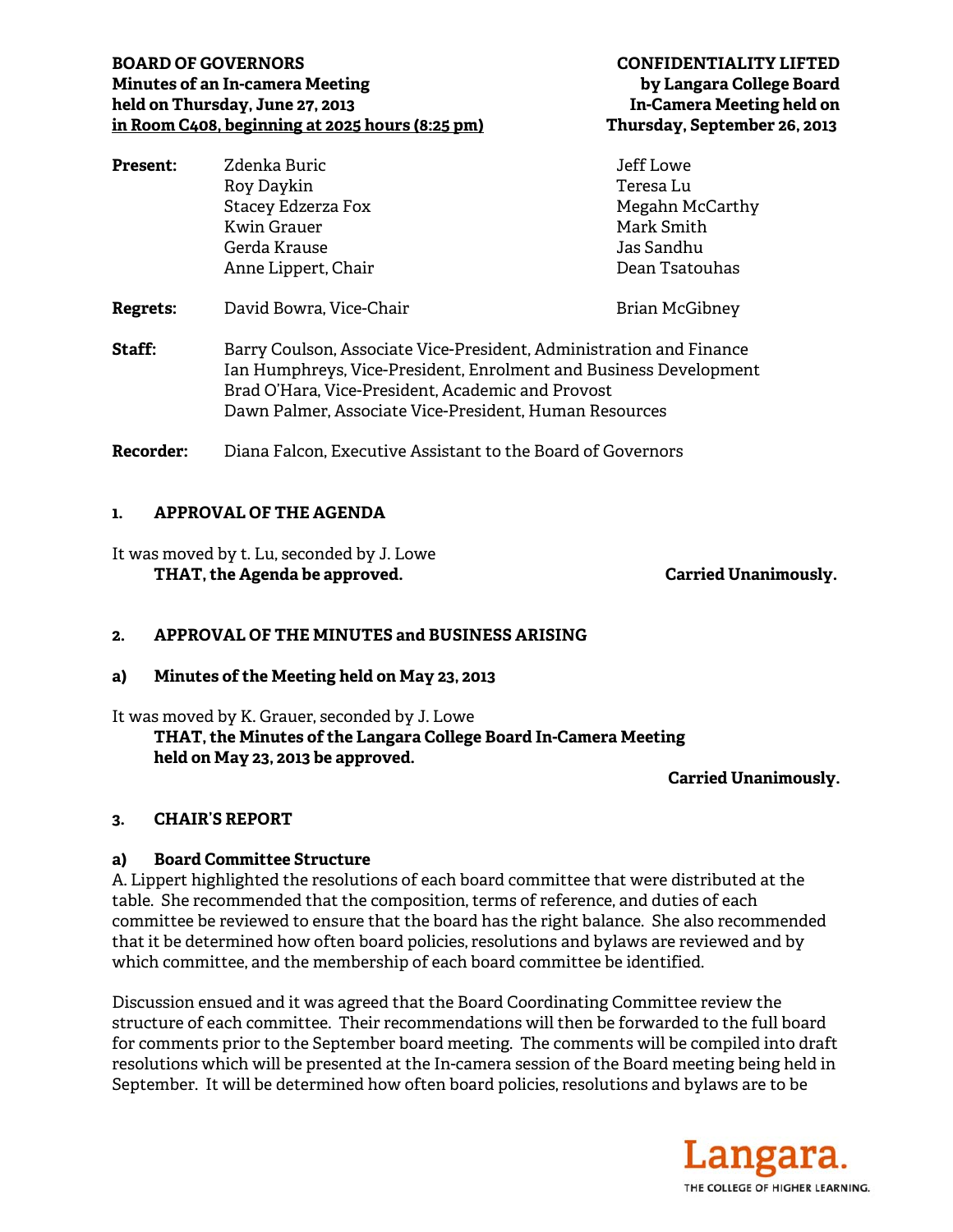**BOARD OF GOVERNORS**
**Minutes of an In-camera Meeting**
**held on Thursday, June 27, 2013**
**in Room C408, beginning at 2025 hours (8:25 pm)**

**CONFIDENTIALITY LIFTED**
**by Langara College Board**
**In-Camera Meeting held on**
**Thursday, September 26, 2013**

**Present:** Zdenka Buric, Roy Daykin, Stacey Edzerza Fox, Kwin Grauer, Gerda Krause, Anne Lippert, Chair, Jeff Lowe, Teresa Lu, Megahn McCarthy, Mark Smith, Jas Sandhu, Dean Tsatouhas

**Regrets:** David Bowra, Vice-Chair, Brian McGibney

**Staff:**
Barry Coulson, Associate Vice-President, Administration and Finance
Ian Humphreys, Vice-President, Enrolment and Business Development
Brad O'Hara, Vice-President, Academic and Provost
Dawn Palmer, Associate Vice-President, Human Resources

**Recorder:** Diana Falcon, Executive Assistant to the Board of Governors

## 1. APPROVAL OF THE AGENDA

It was moved by t. Lu, seconded by J. Lowe

**THAT, the Agenda be approved.** **Carried Unanimously.**

## 2. APPROVAL OF THE MINUTES and BUSINESS ARISING

### a) Minutes of the Meeting held on May 23, 2013

It was moved by K. Grauer, seconded by J. Lowe

**THAT, the Minutes of the Langara College Board In-Camera Meeting held on May 23, 2013 be approved.**

**Carried Unanimously.**

## 3. CHAIR'S REPORT

### a) Board Committee Structure

A. Lippert highlighted the resolutions of each board committee that were distributed at the table. She recommended that the composition, terms of reference, and duties of each committee be reviewed to ensure that the board has the right balance. She also recommended that it be determined how often board policies, resolutions and bylaws are reviewed and by which committee, and the membership of each board committee be identified.

Discussion ensued and it was agreed that the Board Coordinating Committee review the structure of each committee. Their recommendations will then be forwarded to the full board for comments prior to the September board meeting. The comments will be compiled into draft resolutions which will be presented at the In-camera session of the Board meeting being held in September. It will be determined how often board policies, resolutions and bylaws are to be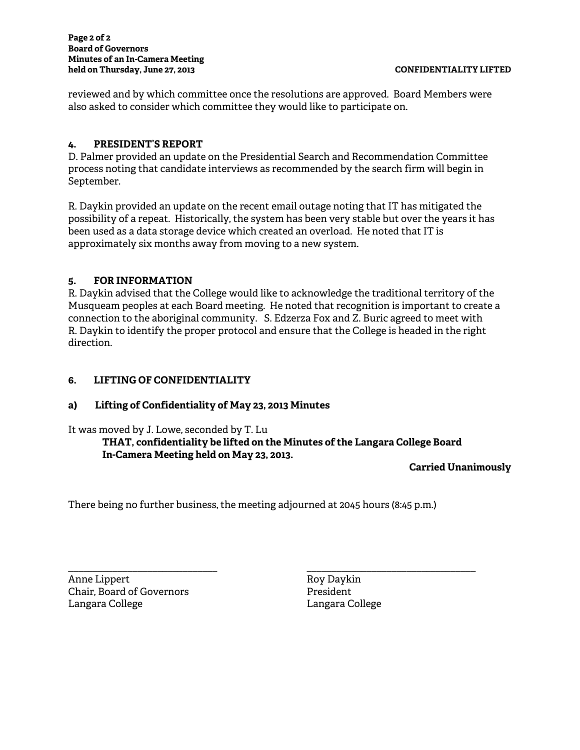reviewed and by which committee once the resolutions are approved. Board Members were also asked to consider which committee they would like to participate on.

## 4. PRESIDENT'S REPORT

D. Palmer provided an update on the Presidential Search and Recommendation Committee process noting that candidate interviews as recommended by the search firm will begin in September.

R. Daykin provided an update on the recent email outage noting that IT has mitigated the possibility of a repeat. Historically, the system has been very stable but over the years it has been used as a data storage device which created an overload. He noted that IT is approximately six months away from moving to a new system.

## 5. FOR INFORMATION

R. Daykin advised that the College would like to acknowledge the traditional territory of the Musqueam peoples at each Board meeting. He noted that recognition is important to create a connection to the aboriginal community. S. Edzerza Fox and Z. Buric agreed to meet with R. Daykin to identify the proper protocol and ensure that the College is headed in the right direction.

## 6. LIFTING OF CONFIDENTIALITY

### a) Lifting of Confidentiality of May 23, 2013 Minutes

It was moved by J. Lowe, seconded by T. Lu

**THAT, confidentiality be lifted on the Minutes of the Langara College Board In-Camera Meeting held on May 23, 2013.**

**Carried Unanimously**

There being no further business, the meeting adjourned at 2045 hours (8:45 p.m.)

\_\_\_\_\_\_\_\_\_\_\_\_\_\_\_\_\_\_\_\_\_\_\_\_\_\_\_\_
Anne Lippert
Chair, Board of Governors
Langara College

\_\_\_\_\_\_\_\_\_\_\_\_\_\_\_\_\_\_\_\_\_\_\_\_\_\_\_\_
Roy Daykin
President
Langara College